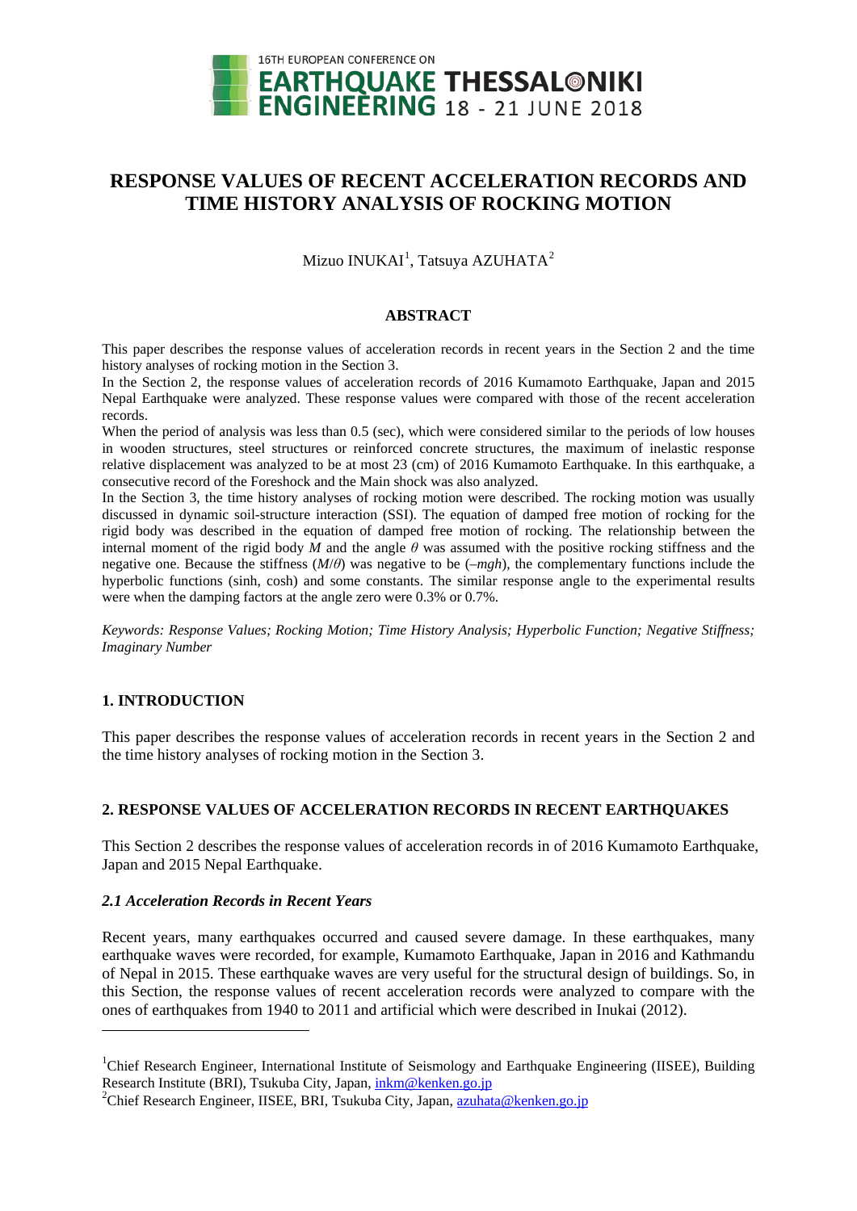# RESPONSE VALUES OF RECENT ACCELERATION RECORDS AND TIME HISTORY ANALYSIS OF ROCKING MOTION

Mizuo INUKAI[1], Tatsuya AZUHATA[2]

## ABSTRACT

This paper describes the response values of acceleration records in recent years in the Section 2 and the time history analyses of rocking motion in the Section 3.

In the Section 2, the response values of acceleration records of 2016 Kumamoto Earthquake, Japan and 2015 Nepal Earthquake were analyzed. These response values were compared with those of the recent acceleration records.

When the period of analysis was less than 0.5 (sec), which were considered similar to the periods of low houses in wooden structures, steel structures or reinforced concrete structures, the maximum of inelastic response relative displacement was analyzed to be at most 23 (cm) of 2016 Kumamoto Earthquake. In this earthquake, a consecutive record of the Foreshock and the Main shock was also analyzed.

In the Section 3, the time history analyses of rocking motion were described. The rocking motion was usually discussed in dynamic soil-structure interaction (SSI). The equation of damped free motion of rocking for the rigid body was described in the equation of damped free motion of rocking. The relationship between the internal moment of the rigid body $M$ and the angle $\theta$ was assumed with the positive rocking stiffness and the negative one. Because the stiffness ($M/\theta$) was negative to be ($-mgh$), the complementary functions include the hyperbolic functions (sinh, cosh) and some constants. The similar response angle to the experimental results were when the damping factors at the angle zero were 0.3% or 0.7%.

*Keywords: Response Values; Rocking Motion; Time History Analysis; Hyperbolic Function; Negative Stiffness; Imaginary Number*

## 1. INTRODUCTION

This paper describes the response values of acceleration records in recent years in the Section 2 and the time history analyses of rocking motion in the Section 3.

## 2. RESPONSE VALUES OF ACCELERATION RECORDS IN RECENT EARTHQUAKES

This Section 2 describes the response values of acceleration records in of 2016 Kumamoto Earthquake, Japan and 2015 Nepal Earthquake.

### *2.1 Acceleration Records in Recent Years*

Recent years, many earthquakes occurred and caused severe damage. In these earthquakes, many earthquake waves were recorded, for example, Kumamoto Earthquake, Japan in 2016 and Kathmandu of Nepal in 2015. These earthquake waves are very useful for the structural design of buildings. So, in this Section, the response values of recent acceleration records were analyzed to compare with the ones of earthquakes from 1940 to 2011 and artificial which were described in Inukai (2012).

---

[1]Chief Research Engineer, International Institute of Seismology and Earthquake Engineering (IISEE), Building Research Institute (BRI), Tsukuba City, Japan, inkm@kenken.go.jp

[2]Chief Research Engineer, IISEE, BRI, Tsukuba City, Japan, azuhata@kenken.go.jp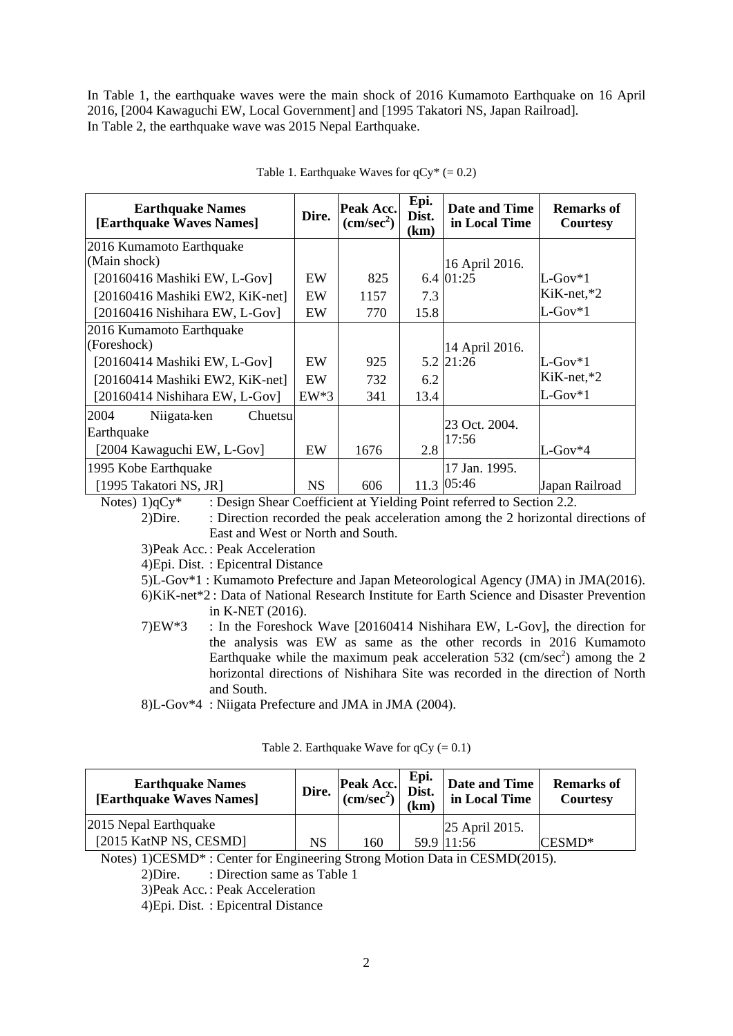In Table 1, the earthquake waves were the main shock of 2016 Kumamoto Earthquake on 16 April 2016, [2004 Kawaguchi EW, Local Government] and [1995 Takatori NS, Japan Railroad].
In Table 2, the earthquake wave was 2015 Nepal Earthquake.

Table 1. Earthquake Waves for qCy* (= 0.2)

| **Earthquake Names [Earthquake Waves Names]** | **Dire.** | **Peak Acc. (cm/sec$^2$)** | **Epi. Dist. (km)** | **Date and Time in Local Time** | **Remarks of Courtesy** |
|---|---|---|---|---|---|
| 2016 Kumamoto Earthquake (Main shock) | | | | 16 April 2016. 01:25 | |
| [20160416 Mashiki EW, L-Gov] | EW | 825 | 6.4 | | L-Gov*1 |
| [20160416 Mashiki EW2, KiK-net] | EW | 1157 | 7.3 | | KiK-net,*2 |
| [20160416 Nishihara EW, L-Gov] | EW | 770 | 15.8 | | L-Gov*1 |
| 2016 Kumamoto Earthquake (Foreshock) | | | | 14 April 2016. 21:26 | |
| [20160414 Mashiki EW, L-Gov] | EW | 925 | 5.2 | | L-Gov*1 |
| [20160414 Mashiki EW2, KiK-net] | EW | 732 | 6.2 | | KiK-net,*2 |
| [20160414 Nishihara EW, L-Gov] | EW*3 | 341 | 13.4 | | L-Gov*1 |
| 2004 Niigata-ken Chuetsu Earthquake | | | | 23 Oct. 2004. 17:56 | |
| [2004 Kawaguchi EW, L-Gov] | EW | 1676 | 2.8 | | L-Gov*4 |
| 1995 Kobe Earthquake | | | | 17 Jan. 1995. 05:46 | |
| [1995 Takatori NS, JR] | NS | 606 | 11.3 | | Japan Railroad |

Notes) 1)qCy* : Design Shear Coefficient at Yielding Point referred to Section 2.2.
2)Dire. : Direction recorded the peak acceleration among the 2 horizontal directions of East and West or North and South.
3)Peak Acc. : Peak Acceleration
4)Epi. Dist. : Epicentral Distance
5)L-Gov*1 : Kumamoto Prefecture and Japan Meteorological Agency (JMA) in JMA(2016).
6)KiK-net*2 : Data of National Research Institute for Earth Science and Disaster Prevention in K-NET (2016).
7)EW*3 : In the Foreshock Wave [20160414 Nishihara EW, L-Gov], the direction for the analysis was EW as same as the other records in 2016 Kumamoto Earthquake while the maximum peak acceleration 532 (cm/sec$^2$) among the 2 horizontal directions of Nishihara Site was recorded in the direction of North and South.
8)L-Gov*4 : Niigata Prefecture and JMA in JMA (2004).

Table 2. Earthquake Wave for qCy (= 0.1)

| **Earthquake Names [Earthquake Waves Names]** | **Dire.** | **Peak Acc. (cm/sec$^2$)** | **Epi. Dist. (km)** | **Date and Time in Local Time** | **Remarks of Courtesy** |
|---|---|---|---|---|---|
| 2015 Nepal Earthquake | | | | 25 April 2015. 11:56 | |
| [2015 KatNP NS, CESMD] | NS | 160 | 59.9 | | CESMD* |

Notes) 1)CESMD* : Center for Engineering Strong Motion Data in CESMD(2015).
2)Dire. : Direction same as Table 1
3)Peak Acc. : Peak Acceleration
4)Epi. Dist. : Epicentral Distance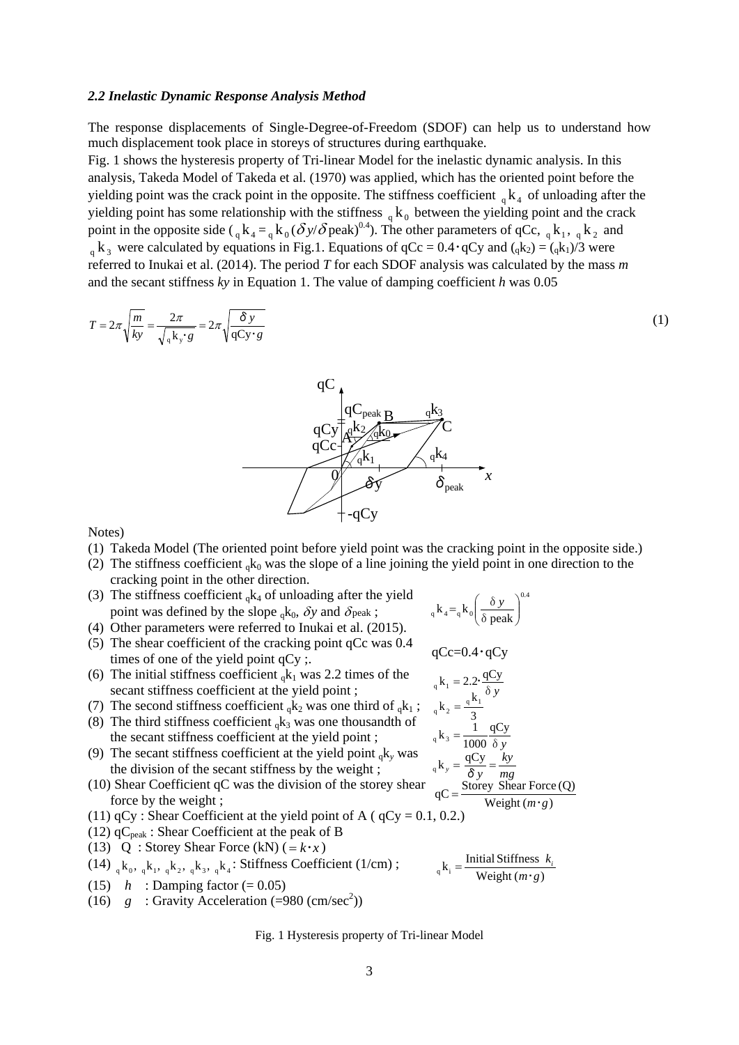### *2.2 Inelastic Dynamic Response Analysis Method*

The response displacements of Single-Degree-of-Freedom (SDOF) can help us to understand how much displacement took place in storeys of structures during earthquake.

Fig. 1 shows the hysteresis property of Tri-linear Model for the inelastic dynamic analysis. In this analysis, Takeda Model of Takeda et al. (1970) was applied, which has the oriented point before the yielding point was the crack point in the opposite. The stiffness coefficient ${}_{q}k_4$ of unloading after the yielding point has some relationship with the stiffness ${}_{q}k_0$ between the yielding point and the crack point in the opposite side (${}_{q}k_4 = {}_{q}k_0(\delta y/\delta \text{peak})^{0.4}$). The other parameters of qCc, ${}_{q}k_1$, ${}_{q}k_2$ and ${}_{q}k_3$ were calculated by equations in Fig.1. Equations of qCc = 0.4・qCy and (${}_{q}k_2$) = (${}_{q}k_1$)/3 were referred to Inukai et al. (2014). The period *T* for each SDOF analysis was calculated by the mass *m* and the secant stiffness *ky* in Equation 1. The value of damping coefficient *h* was 0.05

$$T = 2\pi\sqrt{\frac{m}{ky}} = \frac{2\pi}{\sqrt{{}_{q}k_{y} \cdot g}} = 2\pi\sqrt{\frac{\delta y}{\text{qCy} \cdot g}} \tag{1}$$

Notes)

(1) Takeda Model (The oriented point before yield point was the cracking point in the opposite side.)

(2) The stiffness coefficient ${}_{q}k_0$ was the slope of a line joining the yield point in one direction to the cracking point in the other direction.

(3) The stiffness coefficient ${}_{q}k_4$ of unloading after the yield point was defined by the slope ${}_{q}k_0$, $\delta y$ and $\delta$peak ; $\quad {}_{q}k_4 = {}_{q}k_0\left(\frac{\delta y}{\delta \text{ peak}}\right)^{0.4}$

(4) Other parameters were referred to Inukai et al. (2015).

(5) The shear coefficient of the cracking point qCc was 0.4 times of one of the yield point qCy ;. $\quad \text{qCc}=0.4 \cdot \text{qCy}$

(6) The initial stiffness coefficient ${}_{q}k_1$ was 2.2 times of the secant stiffness coefficient at the yield point ; $\quad {}_{q}k_1 = 2.2 \cdot \frac{\text{qCy}}{\delta y}$

(7) The second stiffness coefficient ${}_{q}k_2$ was one third of ${}_{q}k_1$ ; $\quad {}_{q}k_2 = \frac{{}_{q}k_1}{3}$

(8) The third stiffness coefficient ${}_{q}k_3$ was one thousandth of the secant stiffness coefficient at the yield point ; $\quad {}_{q}k_3 = \frac{1}{1000}\frac{\text{qCy}}{\delta y}$

(9) The secant stiffness coefficient at the yield point ${}_{q}k_y$ was the division of the secant stiffness by the weight ; $\quad {}_{q}k_y = \frac{\text{qCy}}{\delta y} = \frac{ky}{mg}$

(10) Shear Coefficient qC was the division of the storey shear force by the weight ; $\quad \text{qC} = \frac{\text{Storey Shear Force (Q)}}{\text{Weight } (m \cdot g)}$

(11) qCy : Shear Coefficient at the yield point of A ( qCy = 0.1, 0.2.)

(12) $\text{qC}_{\text{peak}}$ : Shear Coefficient at the peak of B

(13) Q : Storey Shear Force (kN) ($= k \cdot x$)

(14) ${}_{q}k_0$, ${}_{q}k_1$, ${}_{q}k_2$, ${}_{q}k_3$, ${}_{q}k_4$: Stiffness Coefficient (1/cm) ; $\quad {}_{q}k_i = \frac{\text{Initial Stiffness } k_i}{\text{Weight } (m \cdot g)}$

(15) $h$ : Damping factor (= 0.05)

(16) $g$ : Gravity Acceleration (=980 (cm/sec$^2$))

Fig. 1 Hysteresis property of Tri-linear Model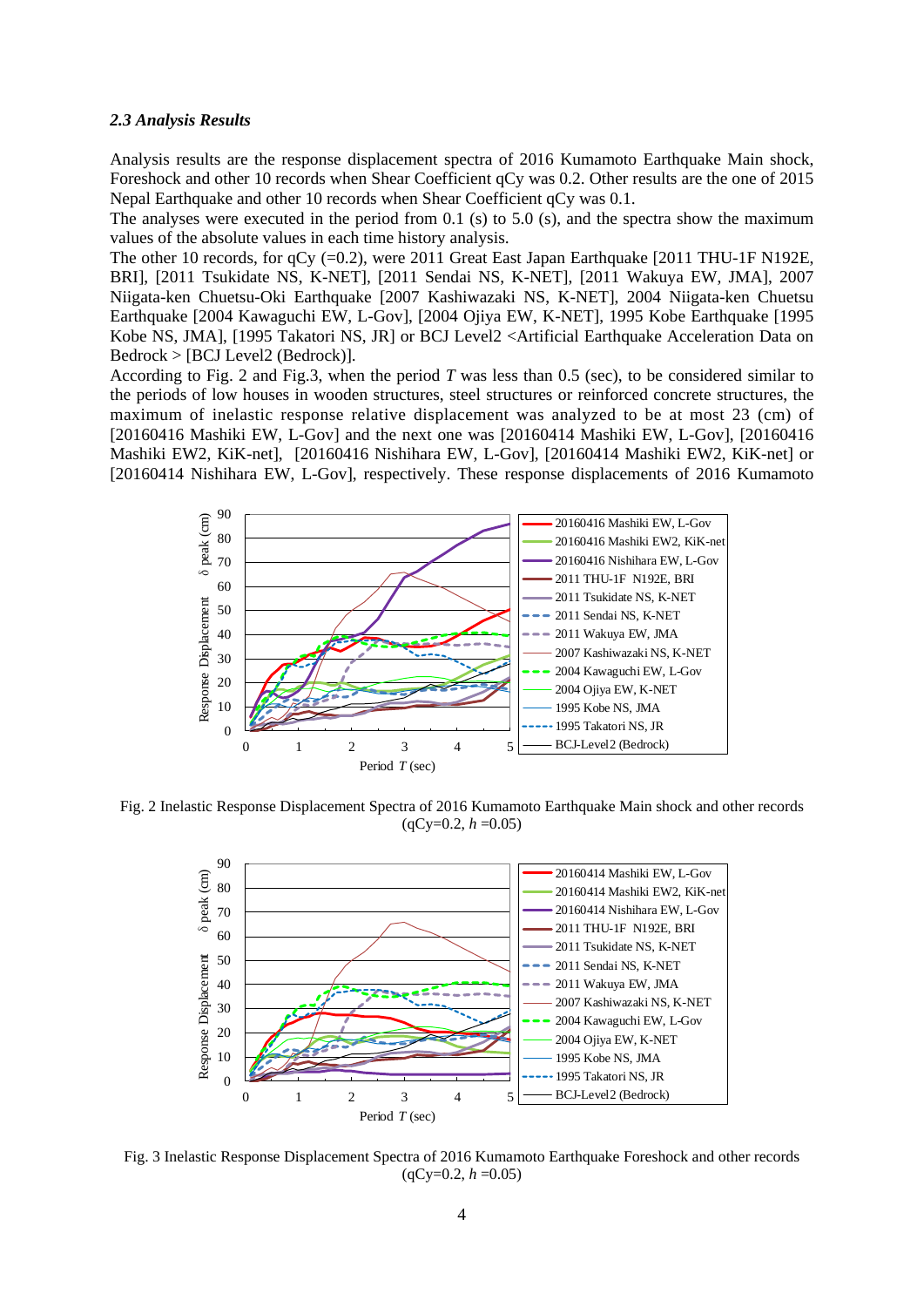### *2.3 Analysis Results*

Analysis results are the response displacement spectra of 2016 Kumamoto Earthquake Main shock, Foreshock and other 10 records when Shear Coefficient qCy was 0.2. Other results are the one of 2015 Nepal Earthquake and other 10 records when Shear Coefficient qCy was 0.1.

The analyses were executed in the period from 0.1 (s) to 5.0 (s), and the spectra show the maximum values of the absolute values in each time history analysis.

The other 10 records, for qCy (=0.2), were 2011 Great East Japan Earthquake [2011 THU-1F N192E, BRI], [2011 Tsukidate NS, K-NET], [2011 Sendai NS, K-NET], [2011 Wakuya EW, JMA], 2007 Niigata-ken Chuetsu-Oki Earthquake [2007 Kashiwazaki NS, K-NET], 2004 Niigata-ken Chuetsu Earthquake [2004 Kawaguchi EW, L-Gov], [2004 Ojiya EW, K-NET], 1995 Kobe Earthquake [1995 Kobe NS, JMA], [1995 Takatori NS, JR] or BCJ Level2 <Artificial Earthquake Acceleration Data on Bedrock > [BCJ Level2 (Bedrock)].

According to Fig. 2 and Fig.3, when the period *T* was less than 0.5 (sec), to be considered similar to the periods of low houses in wooden structures, steel structures or reinforced concrete structures, the maximum of inelastic response relative displacement was analyzed to be at most 23 (cm) of [20160416 Mashiki EW, L-Gov] and the next one was [20160414 Mashiki EW, L-Gov], [20160416 Mashiki EW2, KiK-net], [20160416 Nishihara EW, L-Gov], [20160414 Mashiki EW2, KiK-net] or [20160414 Nishihara EW, L-Gov], respectively. These response displacements of 2016 Kumamoto

Fig. 2 Inelastic Response Displacement Spectra of 2016 Kumamoto Earthquake Main shock and other records (qCy=0.2, *h* =0.05)

Fig. 3 Inelastic Response Displacement Spectra of 2016 Kumamoto Earthquake Foreshock and other records (qCy=0.2, *h* =0.05)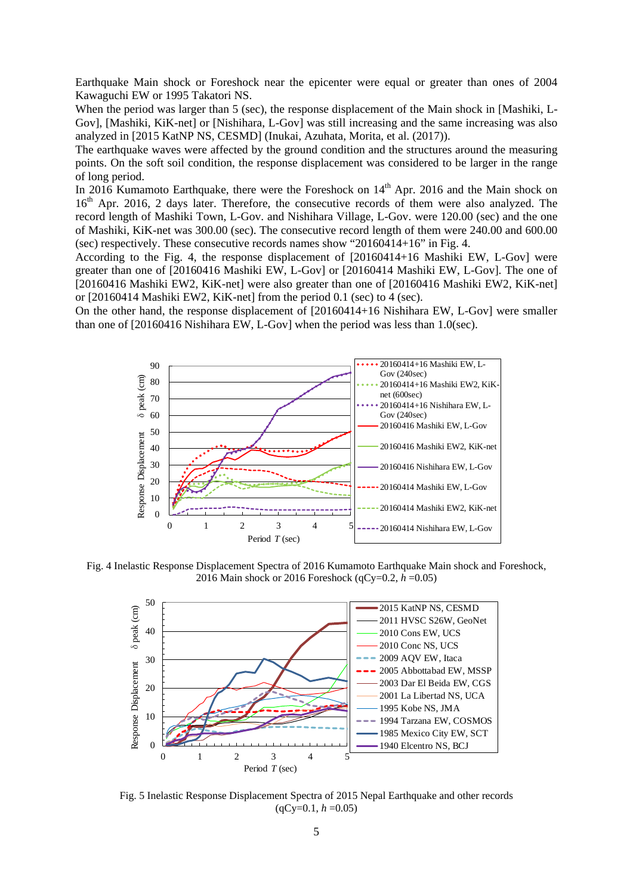Earthquake Main shock or Foreshock near the epicenter were equal or greater than ones of 2004 Kawaguchi EW or 1995 Takatori NS.

When the period was larger than 5 (sec), the response displacement of the Main shock in [Mashiki, L-Gov], [Mashiki, KiK-net] or [Nishihara, L-Gov] was still increasing and the same increasing was also analyzed in [2015 KatNP NS, CESMD] (Inukai, Azuhata, Morita, et al. (2017)).

The earthquake waves were affected by the ground condition and the structures around the measuring points. On the soft soil condition, the response displacement was considered to be larger in the range of long period.

In 2016 Kumamoto Earthquake, there were the Foreshock on 14th Apr. 2016 and the Main shock on 16th Apr. 2016, 2 days later. Therefore, the consecutive records of them were also analyzed. The record length of Mashiki Town, L-Gov. and Nishihara Village, L-Gov. were 120.00 (sec) and the one of Mashiki, KiK-net was 300.00 (sec). The consecutive record length of them were 240.00 and 600.00 (sec) respectively. These consecutive records names show "20160414+16" in Fig. 4.

According to the Fig. 4, the response displacement of [20160414+16 Mashiki EW, L-Gov] were greater than one of [20160416 Mashiki EW, L-Gov] or [20160414 Mashiki EW, L-Gov]. The one of [20160416 Mashiki EW2, KiK-net] were also greater than one of [20160416 Mashiki EW2, KiK-net] or [20160414 Mashiki EW2, KiK-net] from the period 0.1 (sec) to 4 (sec).

On the other hand, the response displacement of [20160414+16 Nishihara EW, L-Gov] were smaller than one of [20160416 Nishihara EW, L-Gov] when the period was less than 1.0(sec).

Fig. 4 Inelastic Response Displacement Spectra of 2016 Kumamoto Earthquake Main shock and Foreshock, 2016 Main shock or 2016 Foreshock (qCy=0.2, $h$ =0.05)

Fig. 5 Inelastic Response Displacement Spectra of 2015 Nepal Earthquake and other records (qCy=0.1, $h$ =0.05)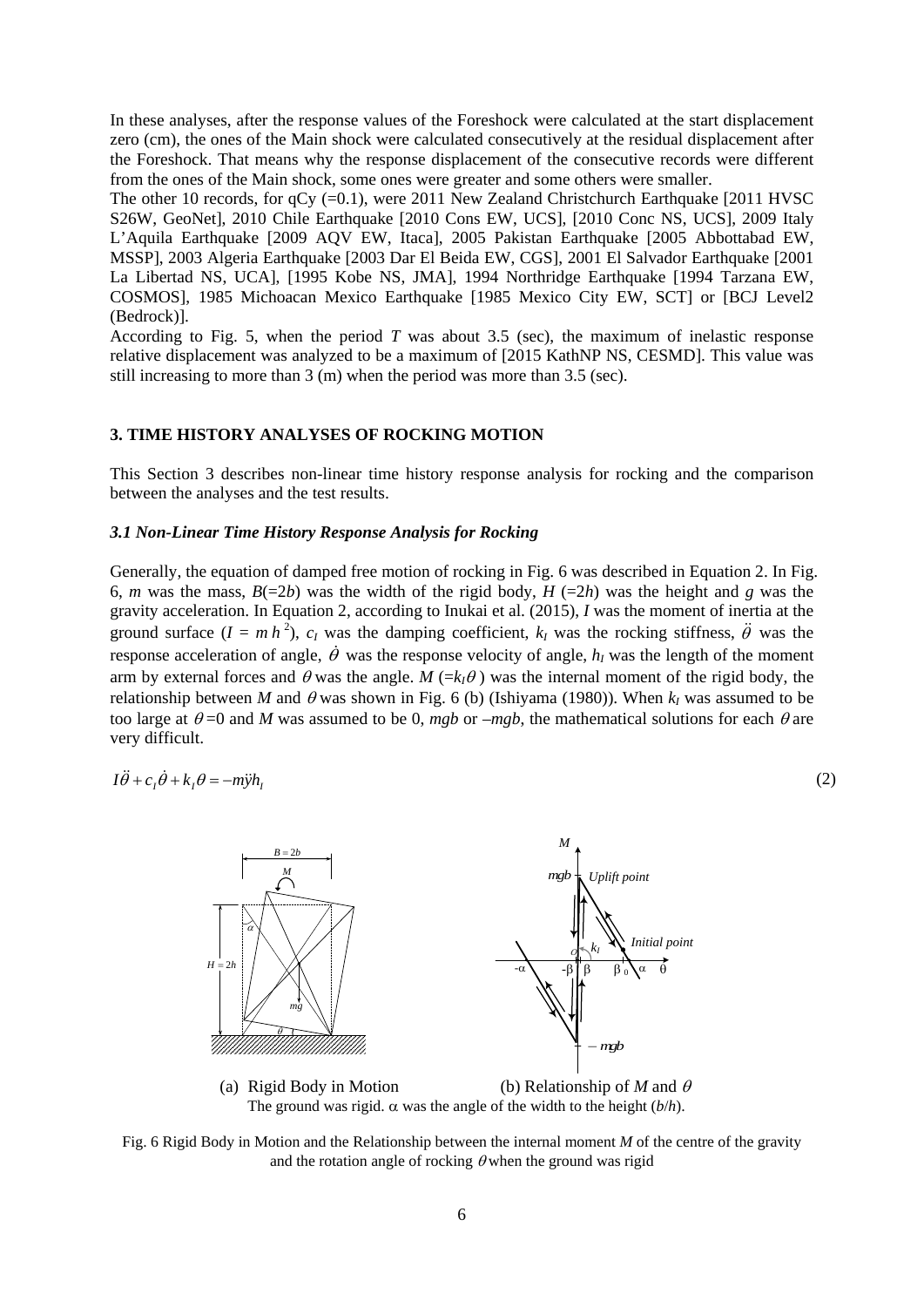In these analyses, after the response values of the Foreshock were calculated at the start displacement zero (cm), the ones of the Main shock were calculated consecutively at the residual displacement after the Foreshock. That means why the response displacement of the consecutive records were different from the ones of the Main shock, some ones were greater and some others were smaller.

The other 10 records, for qCy (=0.1), were 2011 New Zealand Christchurch Earthquake [2011 HVSC S26W, GeoNet], 2010 Chile Earthquake [2010 Cons EW, UCS], [2010 Conc NS, UCS], 2009 Italy L'Aquila Earthquake [2009 AQV EW, Itaca], 2005 Pakistan Earthquake [2005 Abbottabad EW, MSSP], 2003 Algeria Earthquake [2003 Dar El Beida EW, CGS], 2001 El Salvador Earthquake [2001 La Libertad NS, UCA], [1995 Kobe NS, JMA], 1994 Northridge Earthquake [1994 Tarzana EW, COSMOS], 1985 Michoacan Mexico Earthquake [1985 Mexico City EW, SCT] or [BCJ Level2 (Bedrock)].

According to Fig. 5, when the period *T* was about 3.5 (sec), the maximum of inelastic response relative displacement was analyzed to be a maximum of [2015 KathNP NS, CESMD]. This value was still increasing to more than 3 (m) when the period was more than 3.5 (sec).

## 3. TIME HISTORY ANALYSES OF ROCKING MOTION

This Section 3 describes non-linear time history response analysis for rocking and the comparison between the analyses and the test results.

### *3.1 Non-Linear Time History Response Analysis for Rocking*

Generally, the equation of damped free motion of rocking in Fig. 6 was described in Equation 2. In Fig. 6, $m$ was the mass, $B(=2b)$ was the width of the rigid body, $H$ $(=2h)$ was the height and $g$ was the gravity acceleration. In Equation 2, according to Inukai et al. (2015), $I$ was the moment of inertia at the ground surface ($I = m\,h^2$), $c_I$ was the damping coefficient, $k_I$ was the rocking stiffness, $\ddot{\theta}$ was the response acceleration of angle, $\dot{\theta}$ was the response velocity of angle, $h_I$ was the length of the moment arm by external forces and $\theta$ was the angle. $M$ $(=k_I\theta)$ was the internal moment of the rigid body, the relationship between $M$ and $\theta$ was shown in Fig. 6 (b) (Ishiyama (1980)). When $k_I$ was assumed to be too large at $\theta=0$ and $M$ was assumed to be 0, $mgb$ or $-mgb$, the mathematical solutions for each $\theta$ are very difficult.

$$I\ddot{\theta} + c_I\dot{\theta} + k_I\theta = -m\ddot{y}h_I \tag{2}$$

(a) Rigid Body in Motion (b) Relationship of $M$ and $\theta$

The ground was rigid. $\alpha$ was the angle of the width to the height ($b/h$).

Fig. 6 Rigid Body in Motion and the Relationship between the internal moment $M$ of the centre of the gravity and the rotation angle of rocking $\theta$ when the ground was rigid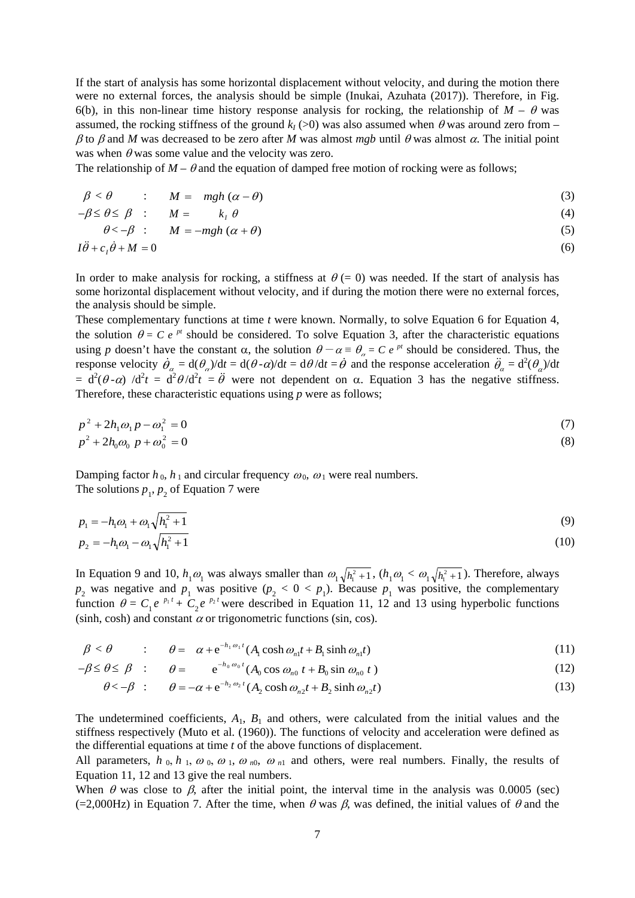If the start of analysis has some horizontal displacement without velocity, and during the motion there were no external forces, the analysis should be simple (Inukai, Azuhata (2017)). Therefore, in Fig. 6(b), in this non-linear time history response analysis for rocking, the relationship of $M$ – $\theta$ was assumed, the rocking stiffness of the ground $k_I$ (>0) was also assumed when $\theta$ was around zero from $-\beta$ to $\beta$ and $M$ was decreased to be zero after $M$ was almost $mgb$ until $\theta$ was almost $\alpha$. The initial point was when $\theta$ was some value and the velocity was zero.

The relationship of $M$ – $\theta$ and the equation of damped free motion of rocking were as follows;

$$\beta < \theta \quad : \quad M = mgh\,(\alpha - \theta) \tag{3}$$

$$-\beta \le \theta \le \beta \quad : \quad M = k_I\,\theta \tag{4}$$

$$\theta < -\beta \quad : \quad M = -mgh\,(\alpha + \theta) \tag{5}$$

$$I\ddot{\theta} + c_I\dot{\theta} + M = 0 \tag{6}$$

In order to make analysis for rocking, a stiffness at $\theta$ (= 0) was needed. If the start of analysis has some horizontal displacement without velocity, and if during the motion there were no external forces, the analysis should be simple.

These complementary functions at time $t$ were known. Normally, to solve Equation 6 for Equation 4, the solution $\theta = C\,e^{\,pt}$ should be considered. To solve Equation 3, after the characteristic equations using $p$ doesn't have the constant $\alpha$, the solution $\theta - \alpha \equiv \theta_\alpha = C\,e^{\,pt}$ should be considered. Thus, the response velocity $\dot{\theta}_\alpha = \mathrm{d}(\theta_\alpha)/\mathrm{d}t = \mathrm{d}(\theta - \alpha)/\mathrm{d}t = \mathrm{d}\theta/\mathrm{d}t = \dot{\theta}$ and the response acceleration $\ddot{\theta}_\alpha = \mathrm{d}^2(\theta_\alpha)/\mathrm{d}t = \mathrm{d}^2(\theta - \alpha)/\mathrm{d}^2t = \mathrm{d}^2\theta/\mathrm{d}^2t = \ddot{\theta}$ were not dependent on $\alpha$. Equation 3 has the negative stiffness. Therefore, these characteristic equations using $p$ were as follows;

$$p^2 + 2h_1\omega_1\,p - \omega_1^2 = 0 \tag{7}$$

$$p^2 + 2h_0\omega_0\,p + \omega_0^2 = 0 \tag{8}$$

Damping factor $h_0$, $h_1$ and circular frequency $\omega_0$, $\omega_1$ were real numbers.

The solutions $p_1$, $p_2$ of Equation 7 were

$$p_1 = -h_1\omega_1 + \omega_1\sqrt{h_1^2 + 1} \tag{9}$$

$$p_2 = -h_1\omega_1 - \omega_1\sqrt{h_1^2 + 1} \tag{10}$$

In Equation 9 and 10, $h_1\omega_1$ was always smaller than $\omega_1\sqrt{h_1^2 + 1}$, ($h_1\omega_1 < \omega_1\sqrt{h_1^2 + 1}$). Therefore, always $p_2$ was negative and $p_1$ was positive ($p_2 < 0 < p_1$). Because $p_1$ was positive, the complementary function $\theta = C_1 e^{\,p_1 t} + C_2 e^{\,p_2 t}$ were described in Equation 11, 12 and 13 using hyperbolic functions (sinh, cosh) and constant $\alpha$ or trigonometric functions (sin, cos).

$$\beta < \theta \quad : \quad \theta = \alpha + \mathrm{e}^{-h_1\omega_1 t}(A_1 \cosh \omega_{n1}t + B_1 \sinh \omega_{n1}t) \tag{11}$$

$$-\beta \le \theta \le \beta \quad : \quad \theta = \mathrm{e}^{-h_0\omega_0 t}(A_0 \cos \omega_{n0}\,t + B_0 \sin \omega_{n0}\,t\,) \tag{12}$$

$$\theta < -\beta \quad : \quad \theta = -\alpha + \mathrm{e}^{-h_2\omega_2 t}(A_2 \cosh \omega_{n2}t + B_2 \sinh \omega_{n2}t) \tag{13}$$

The undetermined coefficients, $A_1$, $B_1$ and others, were calculated from the initial values and the stiffness respectively (Muto et al. (1960)). The functions of velocity and acceleration were defined as the differential equations at time $t$ of the above functions of displacement.

All parameters, $h_0$, $h_1$, $\omega_0$, $\omega_1$, $\omega_{n0}$, $\omega_{n1}$ and others, were real numbers. Finally, the results of Equation 11, 12 and 13 give the real numbers.

When $\theta$ was close to $\beta$, after the initial point, the interval time in the analysis was 0.0005 (sec) (=2,000Hz) in Equation 7. After the time, when $\theta$ was $\beta$, was defined, the initial values of $\theta$ and the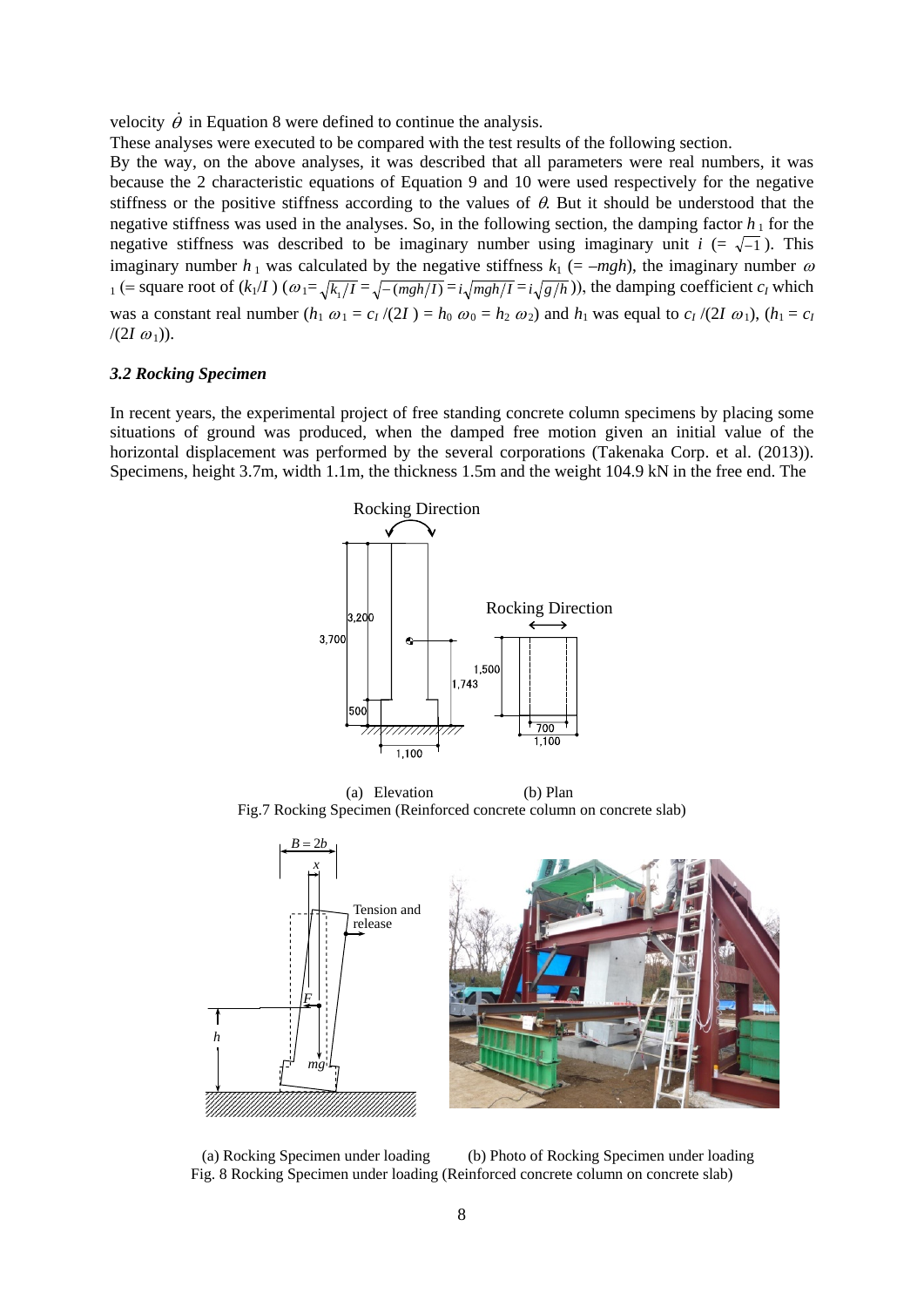velocity $\dot{\theta}$ in Equation 8 were defined to continue the analysis.

These analyses were executed to be compared with the test results of the following section.

By the way, on the above analyses, it was described that all parameters were real numbers, it was because the 2 characteristic equations of Equation 9 and 10 were used respectively for the negative stiffness or the positive stiffness according to the values of $\theta$. But it should be understood that the negative stiffness was used in the analyses. So, in the following section, the damping factor $h_1$ for the negative stiffness was described to be imaginary number using imaginary unit $i$ (= $\sqrt{-1}$). This imaginary number $h_1$ was calculated by the negative stiffness $k_1$ (= $-mgh$), the imaginary number $\omega_1$ (= square root of ($k_1/I$) ($\omega_1 = \sqrt{k_1/I} = \sqrt{-(mgh/I)} = i\sqrt{mgh/I} = i\sqrt{g/h}$)), the damping coefficient $c_I$ which was a constant real number ($h_1\,\omega_1 = c_I/(2I) = h_0\,\omega_0 = h_2\,\omega_2$) and $h_1$ was equal to $c_I/(2I\,\omega_1)$, ($h_1 = c_I/(2I\,\omega_1)$).

### *3.2 Rocking Specimen*

In recent years, the experimental project of free standing concrete column specimens by placing some situations of ground was produced, when the damped free motion given an initial value of the horizontal displacement was performed by the several corporations (Takenaka Corp. et al. (2013)). Specimens, height 3.7m, width 1.1m, the thickness 1.5m and the weight 104.9 kN in the free end. The

(a) Elevation (b) Plan

Fig.7 Rocking Specimen (Reinforced concrete column on concrete slab)

(a) Rocking Specimen under loading (b) Photo of Rocking Specimen under loading

Fig. 8 Rocking Specimen under loading (Reinforced concrete column on concrete slab)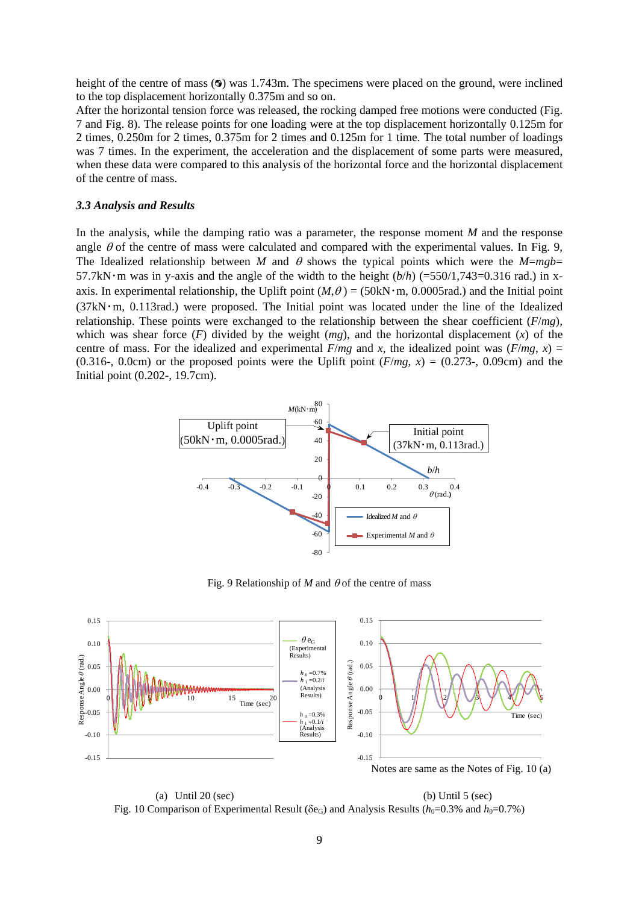height of the centre of mass (◔) was 1.743m. The specimens were placed on the ground, were inclined to the top displacement horizontally 0.375m and so on.

After the horizontal tension force was released, the rocking damped free motions were conducted (Fig. 7 and Fig. 8). The release points for one loading were at the top displacement horizontally 0.125m for 2 times, 0.250m for 2 times, 0.375m for 2 times and 0.125m for 1 time. The total number of loadings was 7 times. In the experiment, the acceleration and the displacement of some parts were measured, when these data were compared to this analysis of the horizontal force and the horizontal displacement of the centre of mass.

### *3.3 Analysis and Results*

In the analysis, while the damping ratio was a parameter, the response moment $M$ and the response angle $\theta$ of the centre of mass were calculated and compared with the experimental values. In Fig. 9, The Idealized relationship between $M$ and $\theta$ shows the typical points which were the $M$=$mgb$= 57.7kN･m was in y-axis and the angle of the width to the height ($b/h$) (=550/1,743=0.316 rad.) in x-axis. In experimental relationship, the Uplift point ($M,\theta$) = (50kN･m, 0.0005rad.) and the Initial point (37kN･m, 0.113rad.) were proposed. The Initial point was located under the line of the Idealized relationship. These points were exchanged to the relationship between the shear coefficient ($F/mg$), which was shear force ($F$) divided by the weight ($mg$), and the horizontal displacement ($x$) of the centre of mass. For the idealized and experimental $F/mg$ and $x$, the idealized point was ($F/mg$, $x$) = (0.316-, 0.0cm) or the proposed points were the Uplift point ($F/mg$, $x$) = (0.273-, 0.09cm) and the Initial point (0.202-, 19.7cm).

Fig. 9 Relationship of $M$ and $\theta$ of the centre of mass

Notes are same as the Notes of Fig. 10 (a)

(a) Until 20 (sec) (b) Until 5 (sec)

Fig. 10 Comparison of Experimental Result ($\delta e_G$) and Analysis Results ($h_0$=0.3% and $h_0$=0.7%)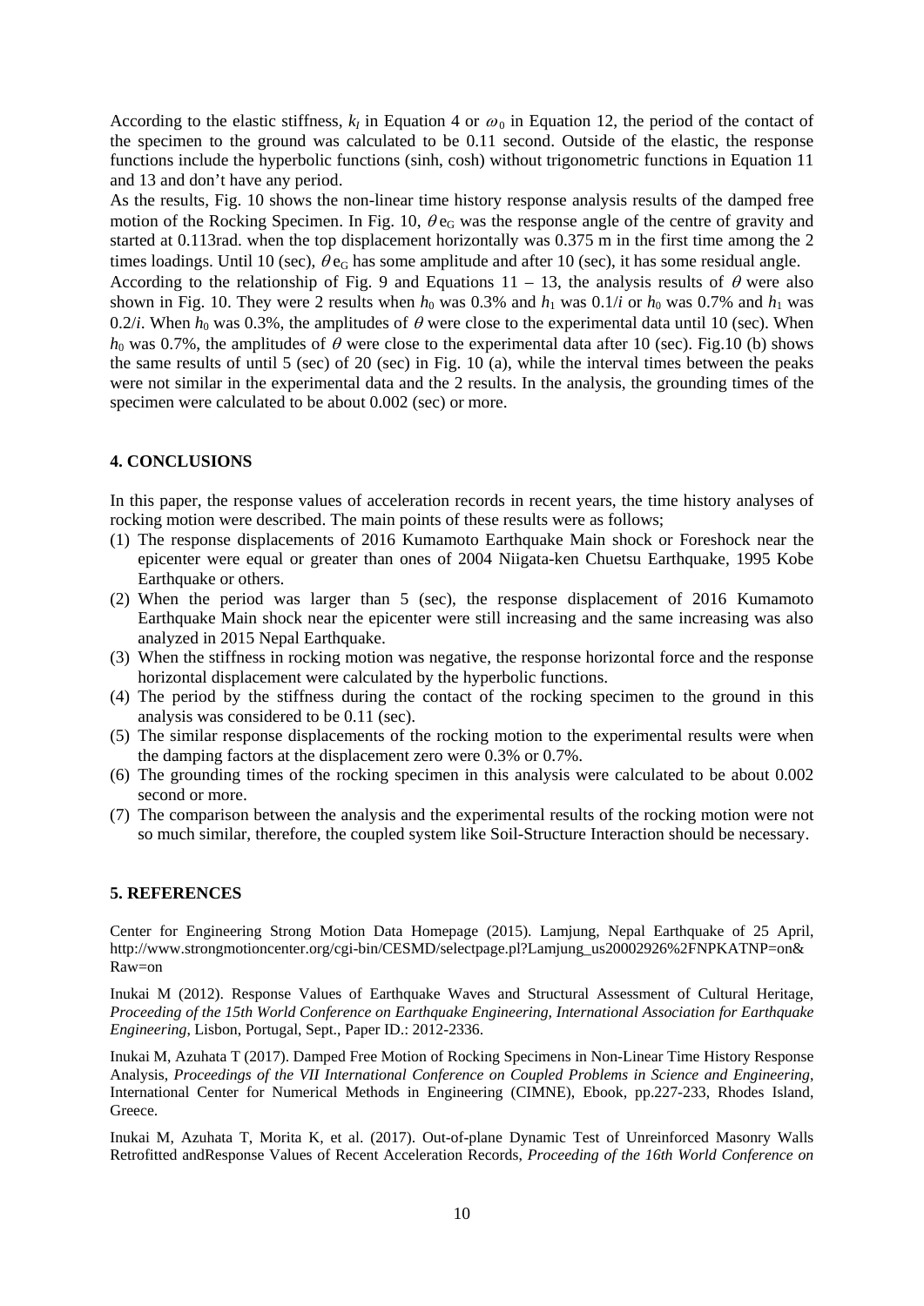According to the elastic stiffness, $k_I$ in Equation 4 or $\omega_0$ in Equation 12, the period of the contact of the specimen to the ground was calculated to be 0.11 second. Outside of the elastic, the response functions include the hyperbolic functions (sinh, cosh) without trigonometric functions in Equation 11 and 13 and don't have any period.

As the results, Fig. 10 shows the non-linear time history response analysis results of the damped free motion of the Rocking Specimen. In Fig. 10, $\theta e_G$ was the response angle of the centre of gravity and started at 0.113rad. when the top displacement horizontally was 0.375 m in the first time among the 2 times loadings. Until 10 (sec), $\theta e_G$ has some amplitude and after 10 (sec), it has some residual angle.

According to the relationship of Fig. 9 and Equations 11 – 13, the analysis results of $\theta$ were also shown in Fig. 10. They were 2 results when $h_0$ was 0.3% and $h_1$ was $0.1/i$ or $h_0$ was 0.7% and $h_1$ was $0.2/i$. When $h_0$ was 0.3%, the amplitudes of $\theta$ were close to the experimental data until 10 (sec). When $h_0$ was 0.7%, the amplitudes of $\theta$ were close to the experimental data after 10 (sec). Fig.10 (b) shows the same results of until 5 (sec) of 20 (sec) in Fig. 10 (a), while the interval times between the peaks were not similar in the experimental data and the 2 results. In the analysis, the grounding times of the specimen were calculated to be about 0.002 (sec) or more.

## 4. CONCLUSIONS

In this paper, the response values of acceleration records in recent years, the time history analyses of rocking motion were described. The main points of these results were as follows;

(1) The response displacements of 2016 Kumamoto Earthquake Main shock or Foreshock near the epicenter were equal or greater than ones of 2004 Niigata-ken Chuetsu Earthquake, 1995 Kobe Earthquake or others.
(2) When the period was larger than 5 (sec), the response displacement of 2016 Kumamoto Earthquake Main shock near the epicenter were still increasing and the same increasing was also analyzed in 2015 Nepal Earthquake.
(3) When the stiffness in rocking motion was negative, the response horizontal force and the response horizontal displacement were calculated by the hyperbolic functions.
(4) The period by the stiffness during the contact of the rocking specimen to the ground in this analysis was considered to be 0.11 (sec).
(5) The similar response displacements of the rocking motion to the experimental results were when the damping factors at the displacement zero were 0.3% or 0.7%.
(6) The grounding times of the rocking specimen in this analysis were calculated to be about 0.002 second or more.
(7) The comparison between the analysis and the experimental results of the rocking motion were not so much similar, therefore, the coupled system like Soil-Structure Interaction should be necessary.

## 5. REFERENCES

Center for Engineering Strong Motion Data Homepage (2015). Lamjung, Nepal Earthquake of 25 April, http://www.strongmotioncenter.org/cgi-bin/CESMD/selectpage.pl?Lamjung_us20002926%2FNPKATNP=on&Raw=on

Inukai M (2012). Response Values of Earthquake Waves and Structural Assessment of Cultural Heritage, *Proceeding of the 15th World Conference on Earthquake Engineering, International Association for Earthquake Engineering*, Lisbon, Portugal, Sept., Paper ID.: 2012-2336.

Inukai M, Azuhata T (2017). Damped Free Motion of Rocking Specimens in Non-Linear Time History Response Analysis, *Proceedings of the VII International Conference on Coupled Problems in Science and Engineering*, International Center for Numerical Methods in Engineering (CIMNE), Ebook, pp.227-233, Rhodes Island, Greece.

Inukai M, Azuhata T, Morita K, et al. (2017). Out-of-plane Dynamic Test of Unreinforced Masonry Walls Retrofitted andResponse Values of Recent Acceleration Records, *Proceeding of the 16th World Conference on*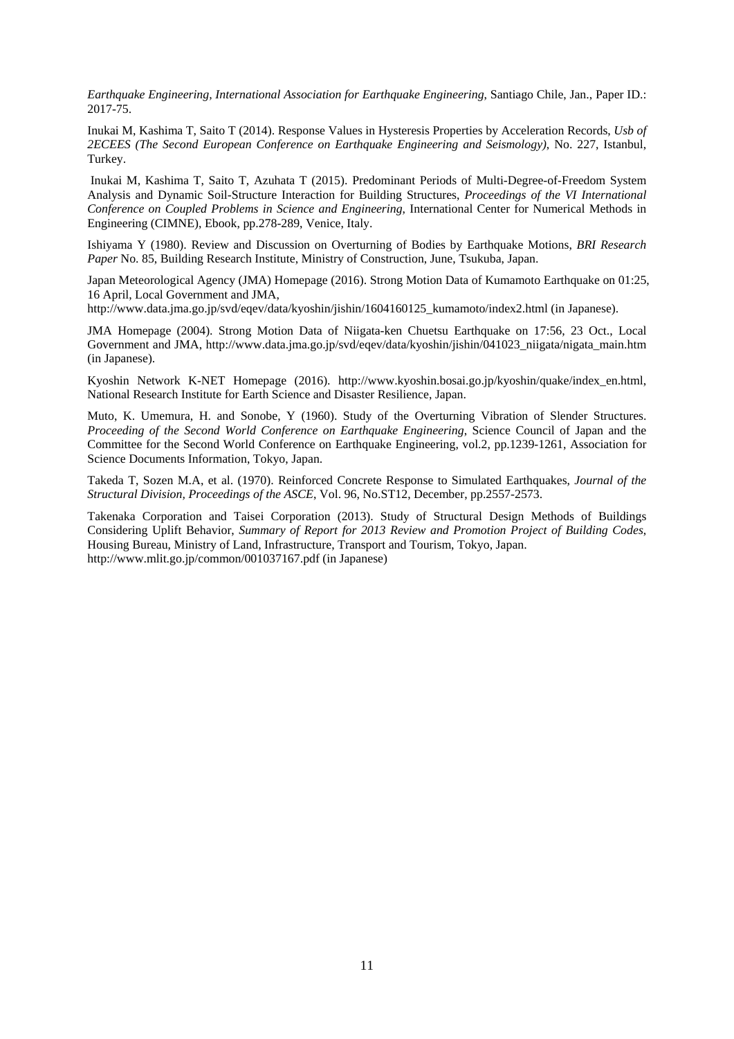*Earthquake Engineering, International Association for Earthquake Engineering*, Santiago Chile, Jan., Paper ID.: 2017-75.

Inukai M, Kashima T, Saito T (2014). Response Values in Hysteresis Properties by Acceleration Records, *Usb of 2ECEES (The Second European Conference on Earthquake Engineering and Seismology)*, No. 227, Istanbul, Turkey.

Inukai M, Kashima T, Saito T, Azuhata T (2015). Predominant Periods of Multi-Degree-of-Freedom System Analysis and Dynamic Soil-Structure Interaction for Building Structures, *Proceedings of the VI International Conference on Coupled Problems in Science and Engineering*, International Center for Numerical Methods in Engineering (CIMNE), Ebook, pp.278-289, Venice, Italy.

Ishiyama Y (1980). Review and Discussion on Overturning of Bodies by Earthquake Motions, *BRI Research Paper* No. 85, Building Research Institute, Ministry of Construction, June, Tsukuba, Japan.

Japan Meteorological Agency (JMA) Homepage (2016). Strong Motion Data of Kumamoto Earthquake on 01:25, 16 April, Local Government and JMA, http://www.data.jma.go.jp/svd/eqev/data/kyoshin/jishin/1604160125_kumamoto/index2.html (in Japanese).

JMA Homepage (2004). Strong Motion Data of Niigata-ken Chuetsu Earthquake on 17:56, 23 Oct., Local Government and JMA, http://www.data.jma.go.jp/svd/eqev/data/kyoshin/jishin/041023_niigata/nigata_main.htm (in Japanese).

Kyoshin Network K-NET Homepage (2016). http://www.kyoshin.bosai.go.jp/kyoshin/quake/index_en.html, National Research Institute for Earth Science and Disaster Resilience, Japan.

Muto, K. Umemura, H. and Sonobe, Y (1960). Study of the Overturning Vibration of Slender Structures. *Proceeding of the Second World Conference on Earthquake Engineering*, Science Council of Japan and the Committee for the Second World Conference on Earthquake Engineering, vol.2, pp.1239-1261, Association for Science Documents Information, Tokyo, Japan.

Takeda T, Sozen M.A, et al. (1970). Reinforced Concrete Response to Simulated Earthquakes, *Journal of the Structural Division, Proceedings of the ASCE*, Vol. 96, No.ST12, December, pp.2557-2573.

Takenaka Corporation and Taisei Corporation (2013). Study of Structural Design Methods of Buildings Considering Uplift Behavior, *Summary of Report for 2013 Review and Promotion Project of Building Codes*, Housing Bureau, Ministry of Land, Infrastructure, Transport and Tourism, Tokyo, Japan. http://www.mlit.go.jp/common/001037167.pdf (in Japanese)